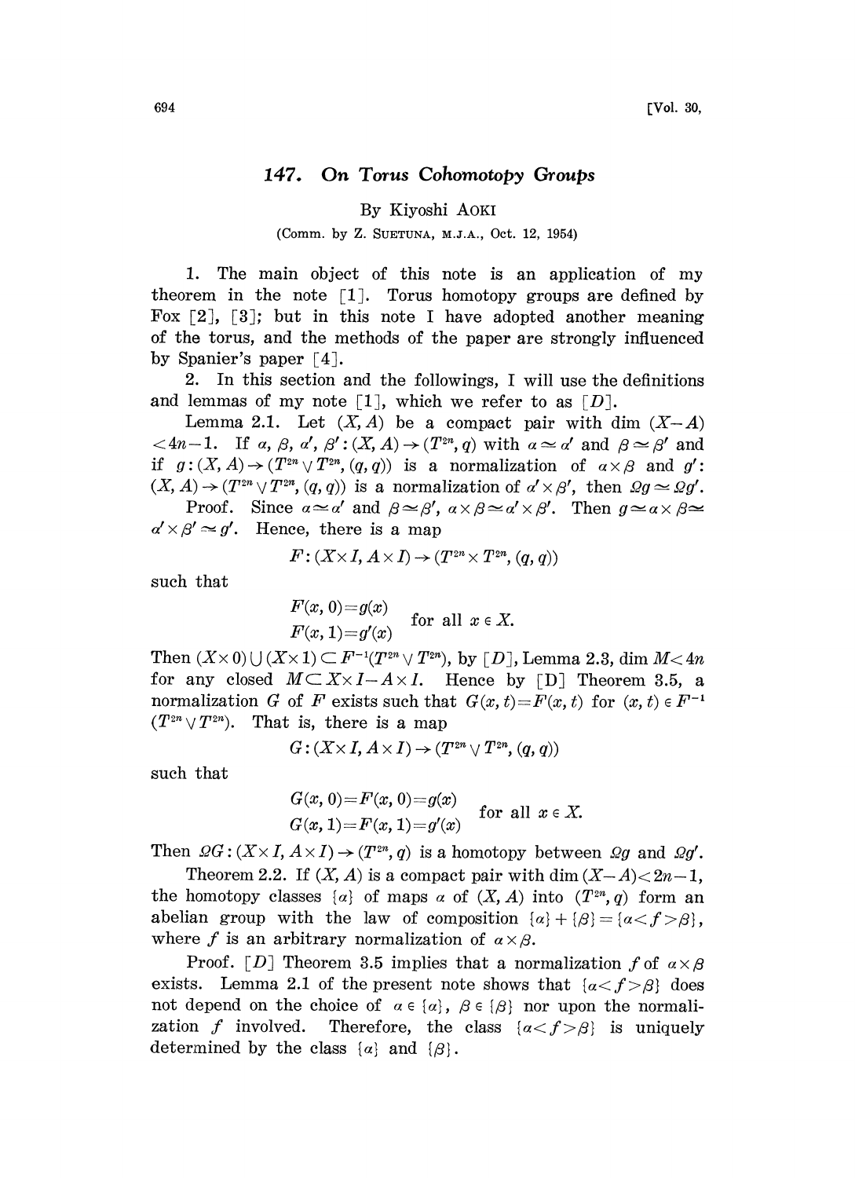# 147. On Torus Cohomotopy Groups

By Kiyoshi AOKI

(Comm. by Z. SUETUNA, M.J.A., Oct. 12, 1954)

1. The main object of this note is an application of my theorem in the note [1]. Torus homotopy groups are defined by Fox [2], [3]; but in this note I have adopted another meaning of the torus, and the methods of the paper are strongly influenced by Spanier's paper [4].

2. In this section and the followings, I will use the definitions and lemmas of my note [1], which we refer to as [$D$].

Lemma 2.1. Let $(X, A)$ be a compact pair with $\dim(X-A) < 4n-1$. If $\alpha, \beta, \alpha', \beta' : (X, A) \to (T^{2n}, q)$ with $\alpha \simeq \alpha'$ and $\beta \simeq \beta'$ and if $g : (X, A) \to (T^{2n} \vee T^{2n}, (q, q))$ is a normalization of $\alpha \times \beta$ and $g'$: $(X, A) \to (T^{2n} \vee T^{2n}, (q, q))$ is a normalization of $\alpha' \times \beta'$, then $\Omega g \simeq \Omega g'$.

Proof. Since $\alpha \simeq \alpha'$ and $\beta \simeq \beta'$, $\alpha \times \beta \simeq \alpha' \times \beta'$. Then $g \simeq \alpha \times \beta \simeq \alpha' \times \beta' \simeq g'$. Hence, there is a map

$$F : (X \times I, A \times I) \to (T^{2n} \times T^{2n}, (q, q))$$

such that

$$\begin{matrix} F(x, 0) = g(x) \\ F(x, 1) = g'(x) \end{matrix} \quad \text{for all } x \in X.$$

Then $(X \times 0) \cup (X \times 1) \subset F^{-1}(T^{2n} \vee T^{2n})$, by [$D$], Lemma 2.3, $\dim M < 4n$ for any closed $M \subset X \times I - A \times I$. Hence by [D] Theorem 3.5, a normalization $G$ of $F$ exists such that $G(x, t) = F(x, t)$ for $(x, t) \in F^{-1}(T^{2n} \vee T^{2n})$. That is, there is a map

$$G : (X \times I, A \times I) \to (T^{2n} \vee T^{2n}, (q, q))$$

such that

$$\begin{matrix} G(x, 0) = F(x, 0) = g(x) \\ G(x, 1) = F(x, 1) = g'(x) \end{matrix} \quad \text{for all } x \in X.$$

Then $\Omega G : (X \times I, A \times I) \to (T^{2n}, q)$ is a homotopy between $\Omega g$ and $\Omega g'$.

Theorem 2.2. If $(X, A)$ is a compact pair with $\dim(X-A) < 2n-1$, the homotopy classes $\{\alpha\}$ of maps $\alpha$ of $(X, A)$ into $(T^{2n}, q)$ form an abelian group with the law of composition $\{\alpha\} + \{\beta\} = \{\alpha < f > \beta\}$, where $f$ is an arbitrary normalization of $\alpha \times \beta$.

Proof. [$D$] Theorem 3.5 implies that a normalization $f$ of $\alpha \times \beta$ exists. Lemma 2.1 of the present note shows that $\{\alpha < f > \beta\}$ does not depend on the choice of $\alpha \in \{\alpha\}$, $\beta \in \{\beta\}$ nor upon the normalization $f$ involved. Therefore, the class $\{\alpha < f > \beta\}$ is uniquely determined by the class $\{\alpha\}$ and $\{\beta\}$.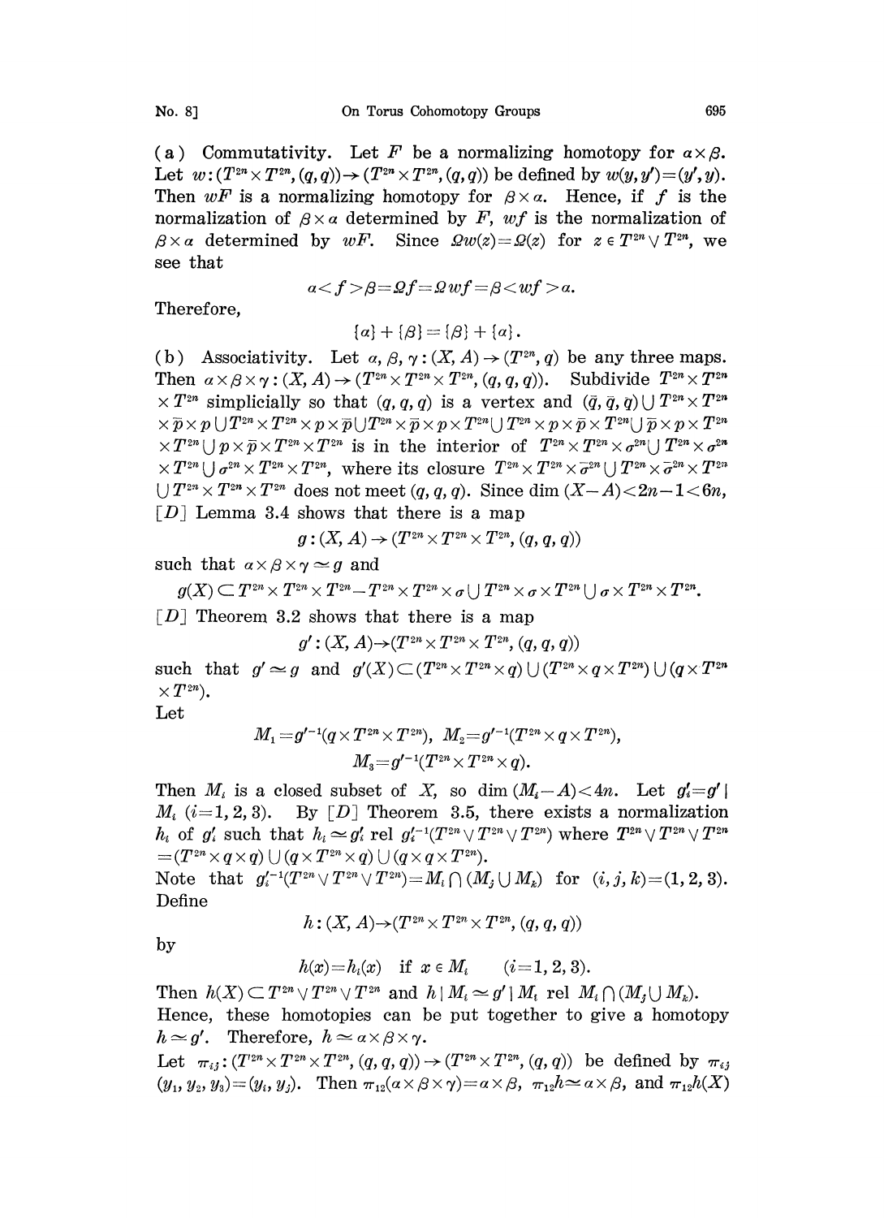(a) Commutativity. Let $F$ be a normalizing homotopy for $\alpha\times\beta$. Let $w:(T^{2n}\times T^{2n},(q,q))\to(T^{2n}\times T^{2n},(q,q))$ be defined by $w(y,y')=(y',y)$. Then $wF$ is a normalizing homotopy for $\beta\times\alpha$. Hence, if $f$ is the normalization of $\beta\times\alpha$ determined by $F$, $wf$ is the normalization of $\beta\times\alpha$ determined by $wF$. Since $\Omega w(z)=\Omega(z)$ for $z\in T^{2n}\vee T^{2n}$, we see that

$$\alpha< f >\beta=\Omega f=\Omega wf=\beta< wf >\alpha.$$

Therefore,

$$\{\alpha\}+\{\beta\}=\{\beta\}+\{\alpha\}.$$

(b) Associativity. Let $\alpha,\beta,\gamma:(X,A)\to(T^{2n},q)$ be any three maps. Then $\alpha\times\beta\times\gamma:(X,A)\to(T^{2n}\times T^{2n}\times T^{2n},(q,q,q))$. Subdivide $T^{2n}\times T^{2n}\times T^{2n}$ simplicially so that $(q,q,q)$ is a vertex and $(\bar{q},\bar{q},\bar{q})\cup T^{2n}\times T^{2n}\times\bar{p}\times p\cup T^{2n}\times T^{2n}\times p\times\bar{p}\cup T^{2n}\times\bar{p}\times p\times T^{2n}\cup T^{2n}\times p\times\bar{p}\times T^{2n}\cup\bar{p}\times p\times T^{2n}\times T^{2n}\cup p\times\bar{p}\times T^{2n}\times T^{2n}$ is in the interior of $T^{2n}\times T^{2n}\times\sigma^{2n}\cup T^{2n}\times\sigma^{2n}\times T^{2n}\cup\sigma^{2n}\times T^{2n}\times T^{2n}$, where its closure $T^{2n}\times T^{2n}\times\bar{\sigma}^{2n}\cup T^{2n}\times\bar{\sigma}^{2n}\times T^{2n}\cup T^{2n}\times T^{2n}\times T^{2n}$ does not meet $(q,q,q)$. Since $\dim(X-A)<2n-1<6n$, [D] Lemma 3.4 shows that there is a map

$$g:(X,A)\to(T^{2n}\times T^{2n}\times T^{2n},(q,q,q))$$

such that $\alpha\times\beta\times\gamma\simeq g$ and

$$g(X)\subset T^{2n}\times T^{2n}\times T^{2n}-T^{2n}\times T^{2n}\times\sigma\cup T^{2n}\times\sigma\times T^{2n}\cup\sigma\times T^{2n}\times T^{2n}.$$

[D] Theorem 3.2 shows that there is a map

$$g':(X,A)\to(T^{2n}\times T^{2n}\times T^{2n},(q,q,q))$$

such that $g'\simeq g$ and $g'(X)\subset(T^{2n}\times T^{2n}\times q)\cup(T^{2n}\times q\times T^{2n})\cup(q\times T^{2n}\times T^{2n})$.

Let

$$M_1=g'^{-1}(q\times T^{2n}\times T^{2n}),\ M_2=g'^{-1}(T^{2n}\times q\times T^{2n}),$$
$$M_3=g'^{-1}(T^{2n}\times T^{2n}\times q).$$

Then $M_i$ is a closed subset of $X$, so $\dim(M_i-A)<4n$. Let $g'_i=g'\mid M_i$ $(i=1,2,3)$. By [D] Theorem 3.5, there exists a normalization $h_i$ of $g'_i$ such that $h_i\simeq g'_i$ rel $g_i'^{-1}(T^{2n}\vee T^{2n}\vee T^{2n})$ where $T^{2n}\vee T^{2n}\vee T^{2n}=(T^{2n}\times q\times q)\cup(q\times T^{2n}\times q)\cup(q\times q\times T^{2n})$.

Note that $g_i'^{-1}(T^{2n}\vee T^{2n}\vee T^{2n})=M_i\cap(M_j\cup M_k)$ for $(i,j,k)=(1,2,3)$. Define

$$h:(X,A)\to(T^{2n}\times T^{2n}\times T^{2n},(q,q,q))$$

by

$$h(x)=h_i(x)\quad\text{if } x\in M_i\qquad(i=1,2,3).$$

Then $h(X)\subset T^{2n}\vee T^{2n}\vee T^{2n}$ and $h\mid M_i\simeq g'\mid M_i$ rel $M_i\cap(M_j\cup M_k)$. Hence, these homotopies can be put together to give a homotopy $h\simeq g'$. Therefore, $h\simeq\alpha\times\beta\times\gamma$.

Let $\pi_{ij}:(T^{2n}\times T^{2n}\times T^{2n},(q,q,q))\to(T^{2n}\times T^{2n},(q,q))$ be defined by $\pi_{ij}(y_1,y_2,y_3)=(y_i,y_j)$. Then $\pi_{12}(\alpha\times\beta\times\gamma)=\alpha\times\beta$, $\pi_{12}h\simeq\alpha\times\beta$, and $\pi_{12}h(X)$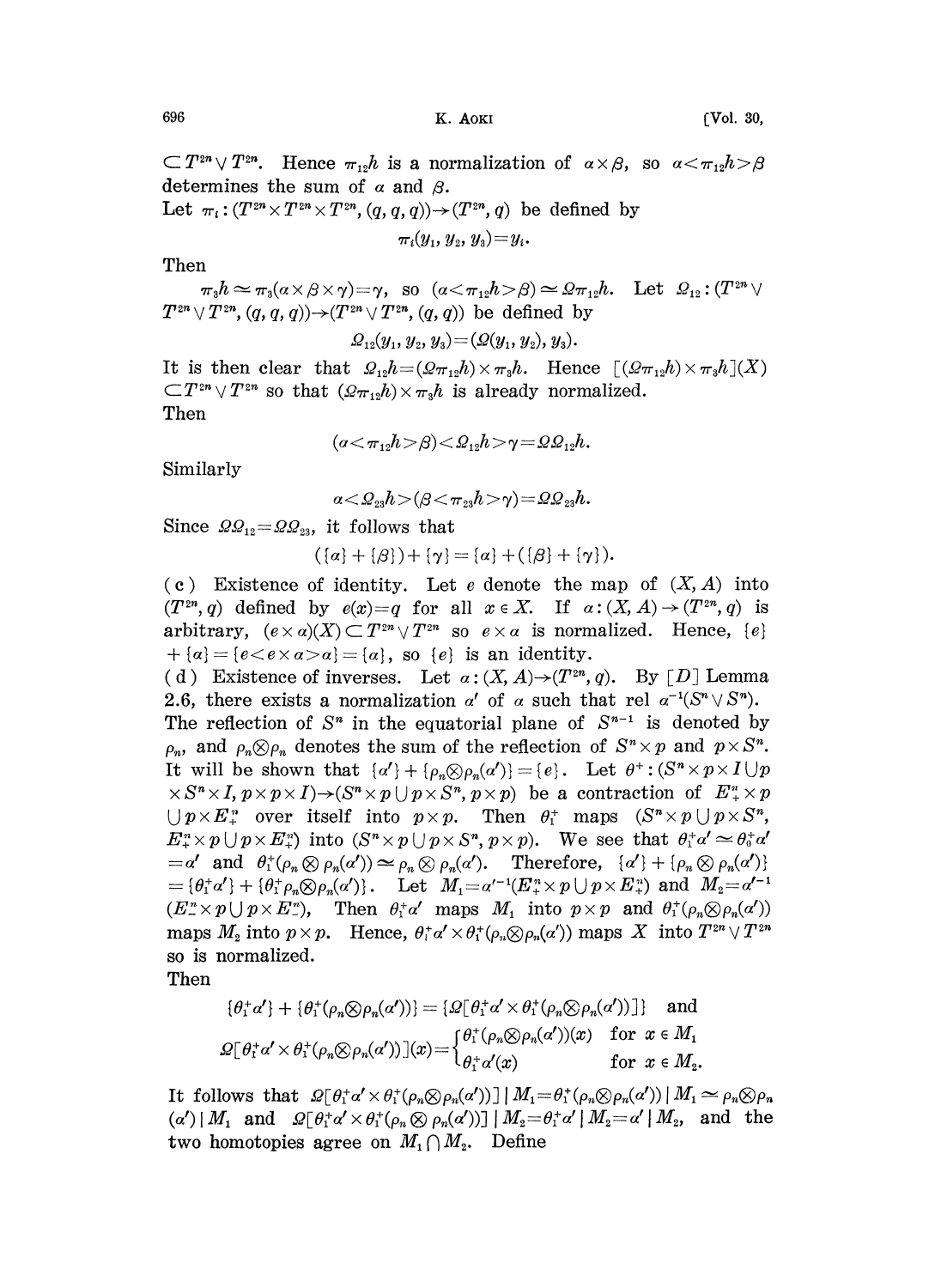$\subset T^{2n} \vee T^{2n}$. Hence $\pi_{12}h$ is a normalization of $\alpha \times \beta$, so $\alpha < \pi_{12}h > \beta$ determines the sum of $\alpha$ and $\beta$.

Let $\pi_i : (T^{2n} \times T^{2n} \times T^{2n}, (q, q, q)) \to (T^{2n}, q)$ be defined by

$$\pi_i(y_1, y_2, y_3) = y_i.$$

Then

$\pi_3 h \simeq \pi_3(\alpha \times \beta \times \gamma) = \gamma$, so $(\alpha < \pi_{12}h > \beta) \simeq \Omega \pi_{12} h$. Let $\Omega_{12} : (T^{2n} \vee T^{2n} \vee T^{2n}, (q, q, q)) \to (T^{2n} \vee T^{2n}, (q, q))$ be defined by

$$\Omega_{12}(y_1, y_2, y_3) = (\Omega(y_1, y_2), y_3).$$

It is then clear that $\Omega_{12}h = (\Omega \pi_{12} h) \times \pi_3 h$. Hence $[(\Omega \pi_{12} h) \times \pi_3 h](X) \subset T^{2n} \vee T^{2n}$ so that $(\Omega \pi_{12} h) \times \pi_3 h$ is already normalized.

Then

$$(\alpha < \pi_{12}h > \beta) < \Omega_{12}h > \gamma = \Omega\Omega_{12}h.$$

Similarly

$$\alpha < \Omega_{23}h > (\beta < \pi_{23}h > \gamma) = \Omega\Omega_{23}h.$$

Since $\Omega\Omega_{12} = \Omega\Omega_{23}$, it follows that

$$(\{\alpha\} + \{\beta\}) + \{\gamma\} = \{\alpha\} + (\{\beta\} + \{\gamma\}).$$

(c) Existence of identity. Let $e$ denote the map of $(X, A)$ into $(T^{2n}, q)$ defined by $e(x) = q$ for all $x \in X$. If $\alpha : (X, A) \to (T^{2n}, q)$ is arbitrary, $(e \times \alpha)(X) \subset T^{2n} \vee T^{2n}$ so $e \times \alpha$ is normalized. Hence, $\{e\} + \{\alpha\} = \{e < e \times \alpha > \alpha\} = \{\alpha\}$, so $\{e\}$ is an identity.

(d) Existence of inverses. Let $\alpha : (X, A) \to (T^{2n}, q)$. By [D] Lemma 2.6, there exists a normalization $\alpha'$ of $\alpha$ such that rel $\alpha^{-1}(S^n \vee S^n)$. The reflection of $S^n$ in the equatorial plane of $S^{n-1}$ is denoted by $\rho_n$, and $\rho_n \otimes \rho_n$ denotes the sum of the reflection of $S^n \times p$ and $p \times S^n$. It will be shown that $\{\alpha'\} + \{\rho_n \otimes \rho_n(\alpha')\} = \{e\}$. Let $\theta^+ : (S^n \times p \times I \cup p \times S^n \times I, p \times p \times I) \to (S^n \times p \cup p \times S^n, p \times p)$ be a contraction of $E^n_+ \times p \cup p \times E^n_+$ over itself into $p \times p$. Then $\theta^+_1$ maps $(S^n \times p \cup p \times S^n, E^n_+ \times p \cup p \times E^n_+)$ into $(S^n \times p \cup p \times S^n, p \times p)$. We see that $\theta^+_1 \alpha' \simeq \theta^+_0 \alpha' = \alpha'$ and $\theta^+_1(\rho_n \otimes \rho_n(\alpha')) \simeq \rho_n \otimes \rho_n(\alpha')$. Therefore, $\{\alpha'\} + \{\rho_n \otimes \rho_n(\alpha')\} = \{\theta^+_1 \alpha'\} + \{\theta^+_1 \rho_n \otimes \rho_n(\alpha')\}$. Let $M_1 = \alpha'^{-1}(E^n_+ \times p \cup p \times E^n_+)$ and $M_2 = \alpha'^{-1}(E^n_- \times p \cup p \times E^n_-)$, Then $\theta^+_1 \alpha'$ maps $M_1$ into $p \times p$ and $\theta^+_1(\rho_n \otimes \rho_n(\alpha'))$ maps $M_2$ into $p \times p$. Hence, $\theta^+_1 \alpha' \times \theta^+_1(\rho_n \otimes \rho_n(\alpha'))$ maps $X$ into $T^{2n} \vee T^{2n}$ so is normalized.

Then

$$\{\theta^+_1 \alpha'\} + \{\theta^+_1(\rho_n \otimes \rho_n(\alpha'))\} = \{\Omega[\theta^+_1 \alpha' \times \theta^+_1(\rho_n \otimes \rho_n(\alpha'))]\} \quad \text{and}$$

$$\Omega[\theta^+_1 \alpha' \times \theta^+_1(\rho_n \otimes \rho_n(\alpha'))](x) = \begin{cases} \theta^+_1(\rho_n \otimes \rho_n(\alpha'))(x) & \text{for } x \in M_1 \\ \theta^+_1 \alpha'(x) & \text{for } x \in M_2. \end{cases}$$

It follows that $\Omega[\theta^+_1 \alpha' \times \theta^+_1(\rho_n \otimes \rho_n(\alpha'))] \mid M_1 = \theta^+_1(\rho_n \otimes \rho_n(\alpha')) \mid M_1 \simeq \rho_n \otimes \rho_n(\alpha') \mid M_1$ and $\Omega[\theta^+_1 \alpha' \times \theta^+_1(\rho_n \otimes \rho_n(\alpha'))] \mid M_2 = \theta^+_1 \alpha' \mid M_2 = \alpha' \mid M_2$, and the two homotopies agree on $M_1 \cap M_2$. Define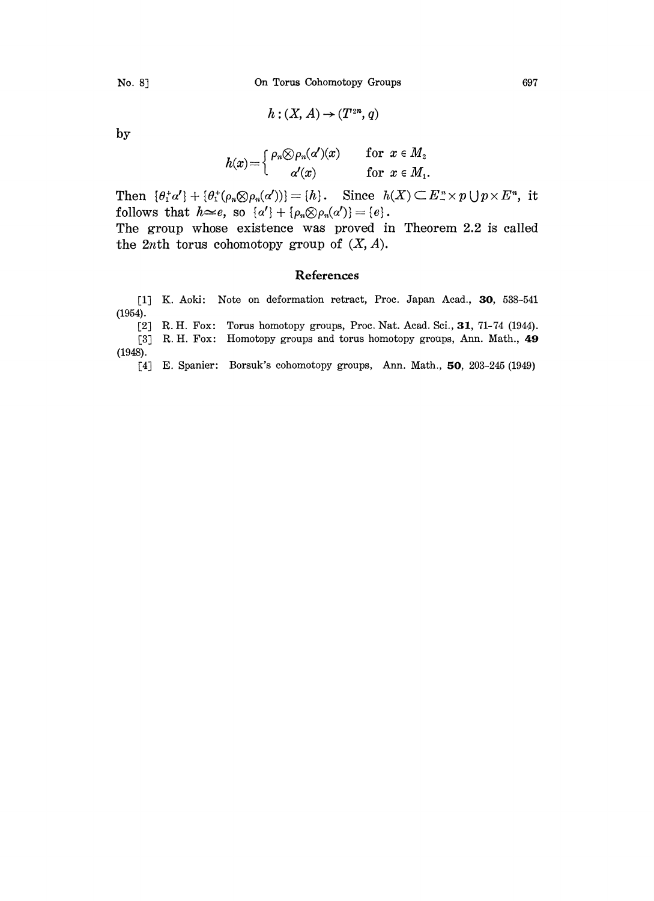$$h : (X, A) \rightarrow (T^{2n}, q)$$

by

$$h(x) = \begin{cases} \rho_n \otimes \rho_n(\alpha')(x) & \text{for } x \in M_2 \\ \alpha'(x) & \text{for } x \in M_1. \end{cases}$$

Then $\{\theta_1^+ \alpha'\} + \{\theta_1^+(\rho_n \otimes \rho_n(\alpha'))\} = \{h\}$. Since $h(X) \subset E_-^n \times p \cup p \times E^n$, it follows that $h \simeq e$, so $\{\alpha'\} + \{\rho_n \otimes \rho_n(\alpha')\} = \{e\}$.

The group whose existence was proved in Theorem 2.2 is called the $2n$th torus cohomotopy group of $(X, A)$.

## References

[1] K. Aoki: Note on deformation retract, Proc. Japan Acad., **30**, 538-541 (1954).

[2] R. H. Fox: Torus homotopy groups, Proc. Nat. Acad. Sci., **31**, 71-74 (1944).

[3] R. H. Fox: Homotopy groups and torus homotopy groups, Ann. Math., **49** (1948).

[4] E. Spanier: Borsuk's cohomotopy groups, Ann. Math., **50**, 203-245 (1949)